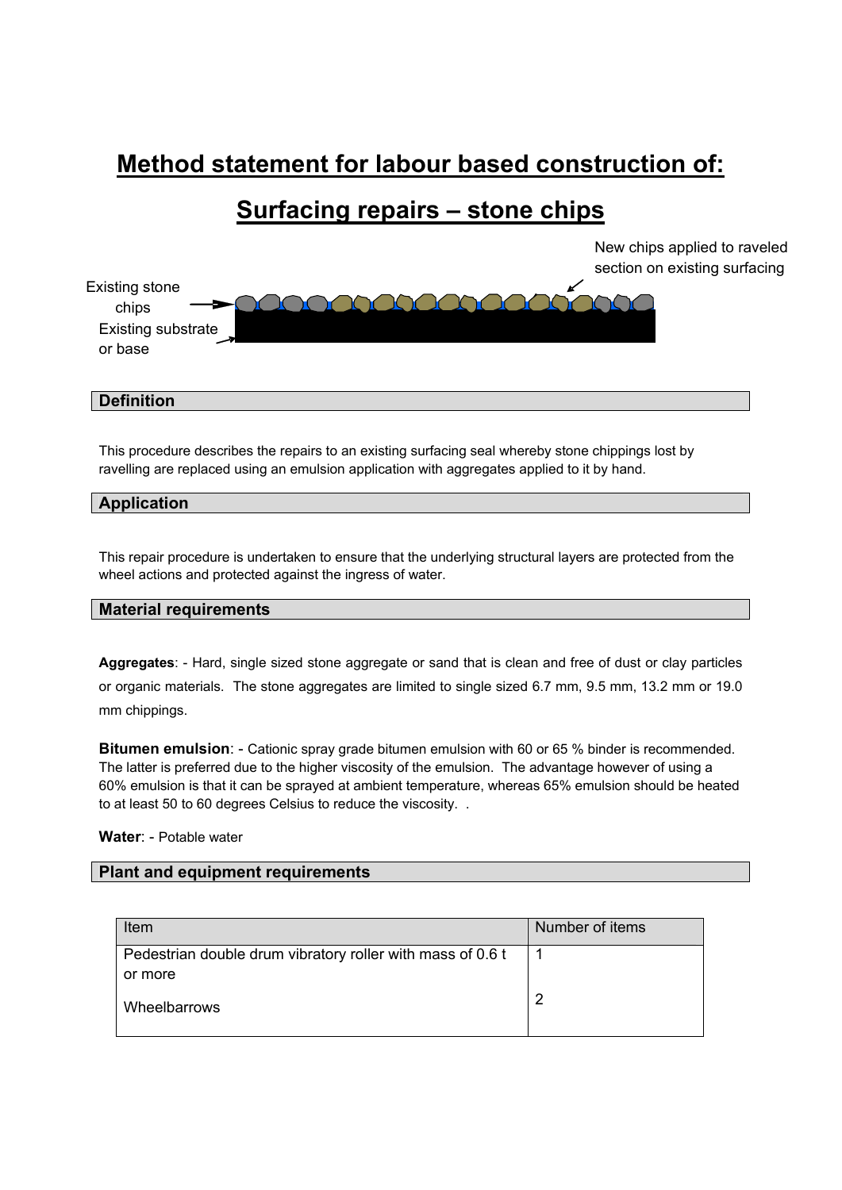# Method statement for labour based construction of:

# Surfacing repairs – stone chips

New chips applied to raveled section on existing surfacing

Existing stone chips

Existing substrate or base

## Definition

This procedure describes the repairs to an existing surfacing seal whereby stone chippings lost by ravelling are replaced using an emulsion application with aggregates applied to it by hand.

## Application

This repair procedure is undertaken to ensure that the underlying structural layers are protected from the wheel actions and protected against the ingress of water.

## Material requirements

**Aggregates**: - Hard, single sized stone aggregate or sand that is clean and free of dust or clay particles or organic materials. The stone aggregates are limited to single sized 6.7 mm, 9.5 mm, 13.2 mm or 19.0 mm chippings.

**Bitumen emulsion**: - Cationic spray grade bitumen emulsion with 60 or 65 % binder is recommended. The latter is preferred due to the higher viscosity of the emulsion. The advantage however of using a 60% emulsion is that it can be sprayed at ambient temperature, whereas 65% emulsion should be heated to at least 50 to 60 degrees Celsius to reduce the viscosity. .

**Water**: - Potable water

## Plant and equipment requirements

| Item | Number of items |
|---|---|
| Pedestrian double drum vibratory roller with mass of 0.6 t or more | 1 |
| Wheelbarrows | 2 |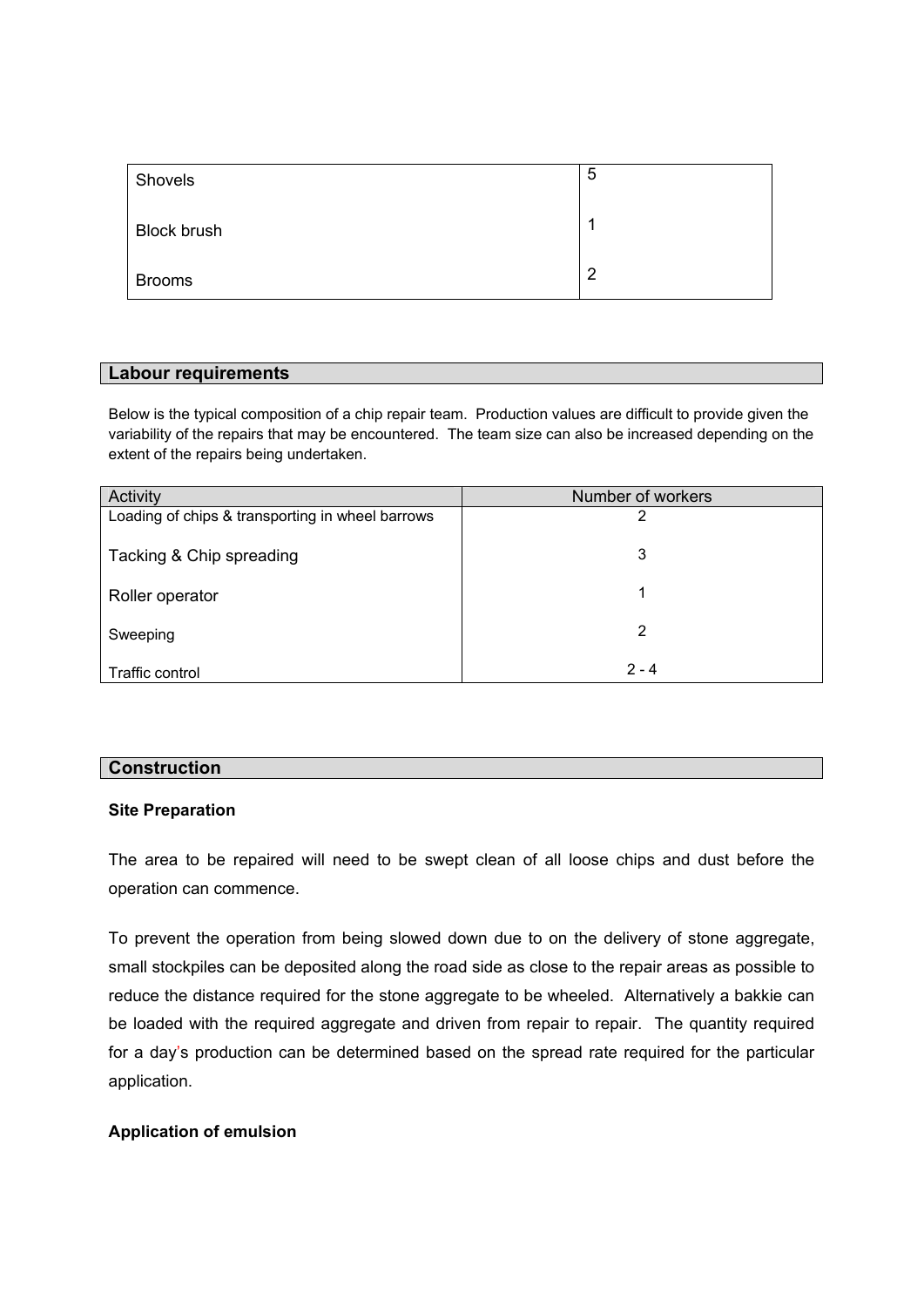| | |
|---|---|
| Shovels | 5 |
| Block brush | 1 |
| Brooms | 2 |

## Labour requirements

Below is the typical composition of a chip repair team. Production values are difficult to provide given the variability of the repairs that may be encountered. The team size can also be increased depending on the extent of the repairs being undertaken.

| Activity | Number of workers |
|---|---|
| Loading of chips & transporting in wheel barrows | 2 |
| Tacking & Chip spreading | 3 |
| Roller operator | 1 |
| Sweeping | 2 |
| Traffic control | 2 - 4 |

## Construction

### Site Preparation

The area to be repaired will need to be swept clean of all loose chips and dust before the operation can commence.

To prevent the operation from being slowed down due to on the delivery of stone aggregate, small stockpiles can be deposited along the road side as close to the repair areas as possible to reduce the distance required for the stone aggregate to be wheeled. Alternatively a bakkie can be loaded with the required aggregate and driven from repair to repair. The quantity required for a day's production can be determined based on the spread rate required for the particular application.

### Application of emulsion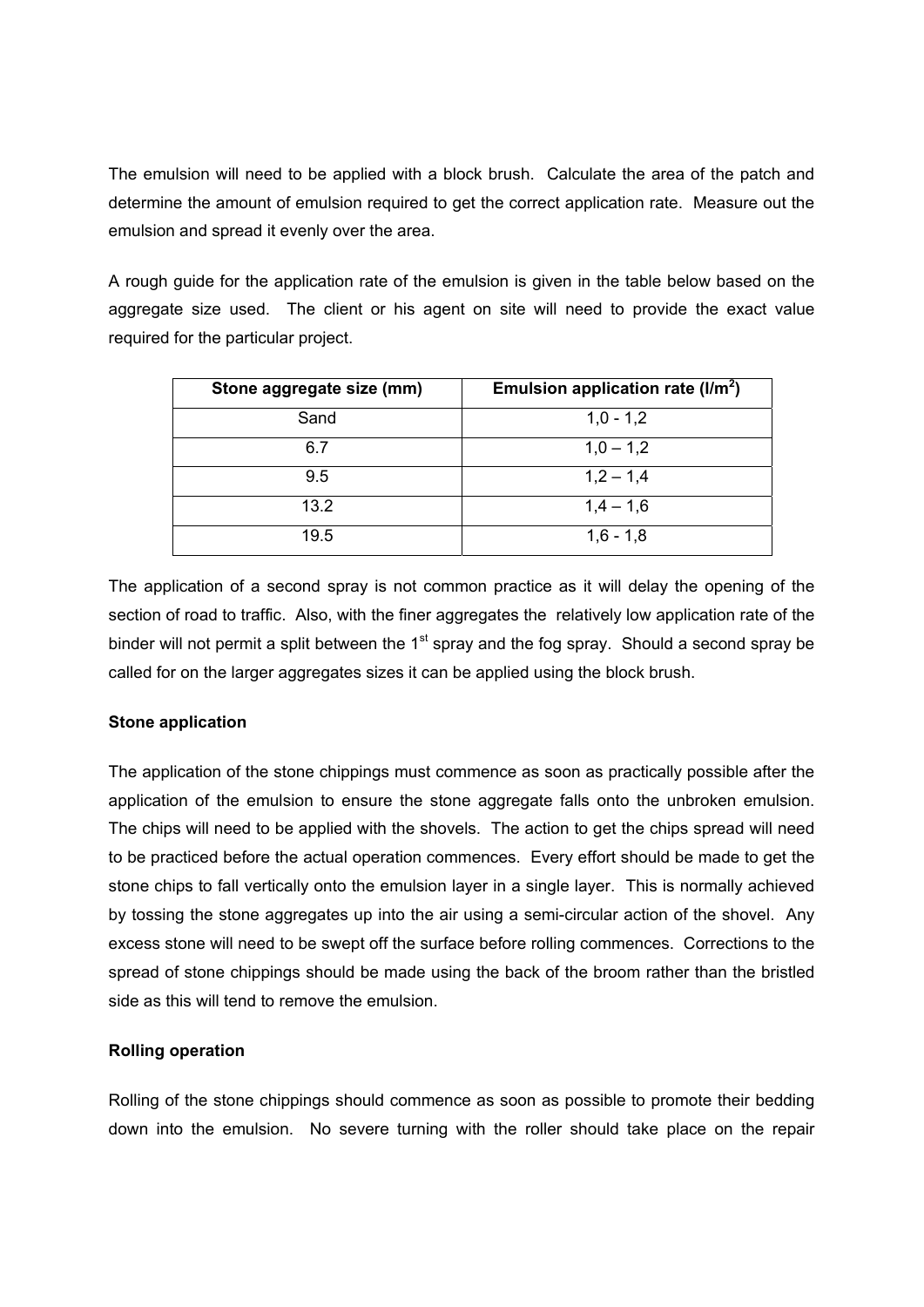The emulsion will need to be applied with a block brush. Calculate the area of the patch and determine the amount of emulsion required to get the correct application rate. Measure out the emulsion and spread it evenly over the area.

A rough guide for the application rate of the emulsion is given in the table below based on the aggregate size used. The client or his agent on site will need to provide the exact value required for the particular project.

| Stone aggregate size (mm) | Emulsion application rate (l/m$^2$) |
|---|---|
| Sand | 1,0 - 1,2 |
| 6.7 | 1,0 – 1,2 |
| 9.5 | 1,2 – 1,4 |
| 13.2 | 1,4 – 1,6 |
| 19.5 | 1,6 - 1,8 |

The application of a second spray is not common practice as it will delay the opening of the section of road to traffic. Also, with the finer aggregates the relatively low application rate of the binder will not permit a split between the 1st spray and the fog spray. Should a second spray be called for on the larger aggregates sizes it can be applied using the block brush.

**Stone application**

The application of the stone chippings must commence as soon as practically possible after the application of the emulsion to ensure the stone aggregate falls onto the unbroken emulsion. The chips will need to be applied with the shovels. The action to get the chips spread will need to be practiced before the actual operation commences. Every effort should be made to get the stone chips to fall vertically onto the emulsion layer in a single layer. This is normally achieved by tossing the stone aggregates up into the air using a semi-circular action of the shovel. Any excess stone will need to be swept off the surface before rolling commences. Corrections to the spread of stone chippings should be made using the back of the broom rather than the bristled side as this will tend to remove the emulsion.

**Rolling operation**

Rolling of the stone chippings should commence as soon as possible to promote their bedding down into the emulsion. No severe turning with the roller should take place on the repair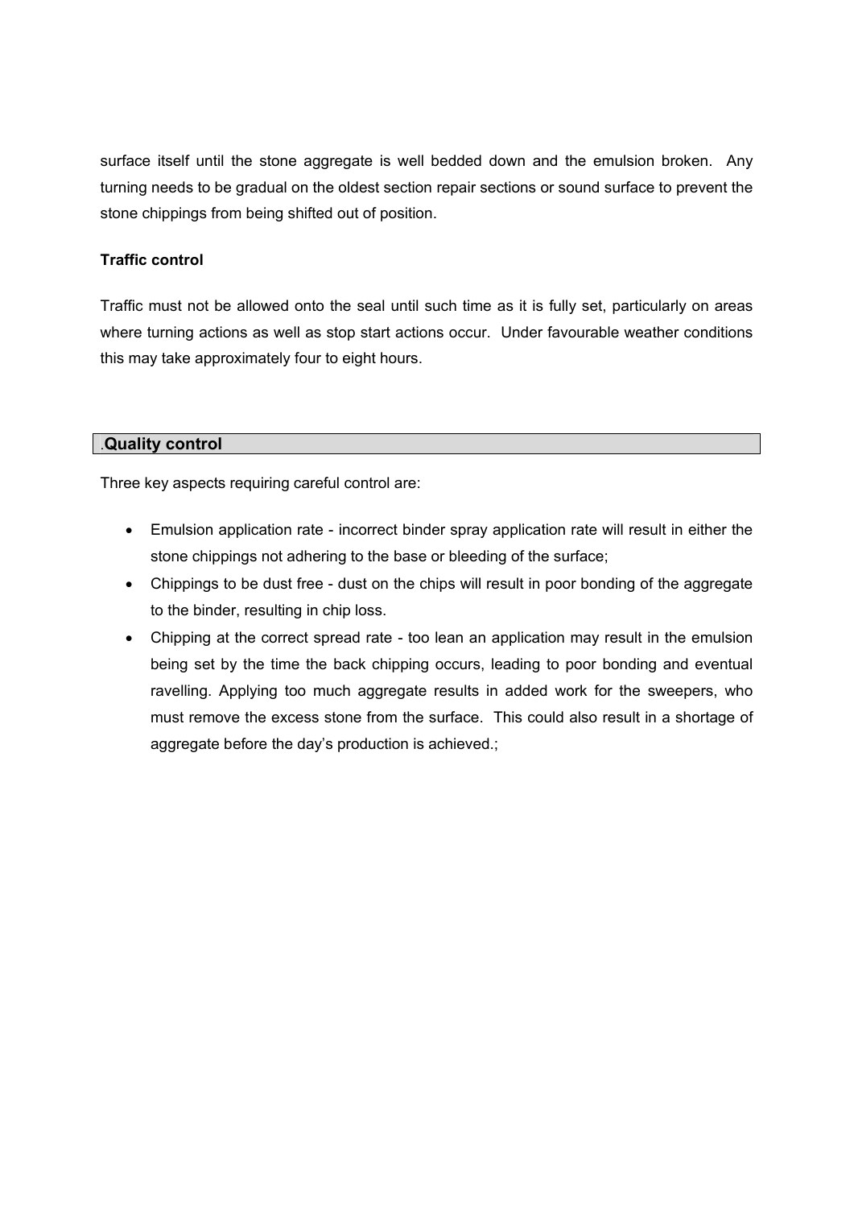surface itself until the stone aggregate is well bedded down and the emulsion broken. Any turning needs to be gradual on the oldest section repair sections or sound surface to prevent the stone chippings from being shifted out of position.

**Traffic control**

Traffic must not be allowed onto the seal until such time as it is fully set, particularly on areas where turning actions as well as stop start actions occur. Under favourable weather conditions this may take approximately four to eight hours.

## .Quality control

Three key aspects requiring careful control are:

- Emulsion application rate - incorrect binder spray application rate will result in either the stone chippings not adhering to the base or bleeding of the surface;
- Chippings to be dust free - dust on the chips will result in poor bonding of the aggregate to the binder, resulting in chip loss.
- Chipping at the correct spread rate - too lean an application may result in the emulsion being set by the time the back chipping occurs, leading to poor bonding and eventual ravelling. Applying too much aggregate results in added work for the sweepers, who must remove the excess stone from the surface. This could also result in a shortage of aggregate before the day's production is achieved.;